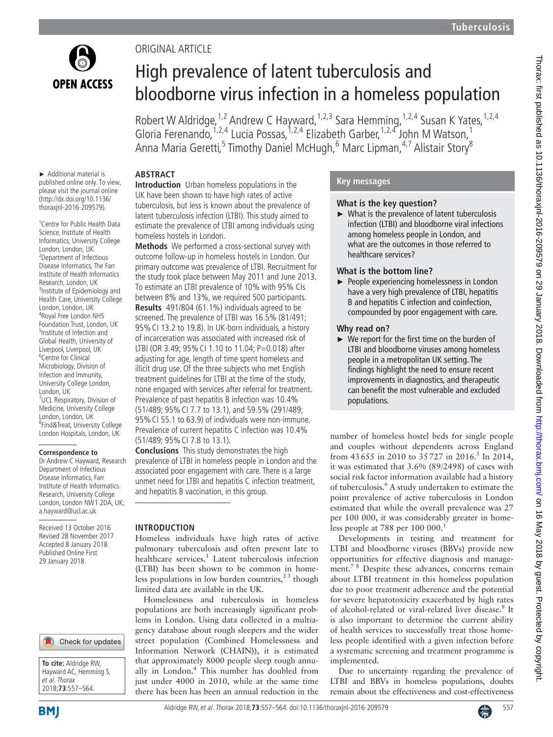ORIGINAL ARTICLE

# High prevalence of latent tuberculosis and bloodborne virus infection in a homeless population

Robert W Aldridge,[1,2] Andrew C Hayward,[1,2,3] Sara Hemming,[1,2,4] Susan K Yates,[1,2,4] Gloria Ferenando,[1,2,4] Lucia Possas,[1,2,4] Elizabeth Garber,[1,2,4] John M Watson,[1] Anna Maria Geretti,[5] Timothy Daniel McHugh,[6] Marc Lipman,[4,7] Alistair Story[8]

► Additional material is published online only. To view, please visit the journal online (http://dx.doi.org/10.1136/thoraxjnl-2016-209579).

[1]Centre for Public Health Data Science, Institute of Health Informatics, University College London, London, UK
[2]Department of Infectious Disease Informatics, The Farr Institute of Health Informatics Research, London, UK
[3]Institute of Epidemiology and Health Care, University College London, London, UK
[4]Royal Free London NHS Foundation Trust, London, UK
[5]Institute of Infection and Global Health, University of Liverpool, Liverpool, UK
[6]Centre for Clinical Microbiology, Division of Infection and Immunity, University College London, London, UK
[7]UCL Respiratory, Division of Medicine, University College London, London, UK
[8]Find&Treat, University College London Hospitals, London, UK

**Correspondence to**
Dr Andrew C Hayward, Research Department of Infectious Disease Informatics, Farr Institute of Health Informatics Research, University College London, London NW1 2DA, UK; a.hayward@ucl.ac.uk

Received 13 October 2016
Revised 28 November 2017
Accepted 8 January 2018
Published Online First 29 January 2018

**To cite:** Aldridge RW, Hayward AC, Hemming S, *et al. Thorax* 2018;**73**:557–564.

## ABSTRACT

**Introduction** Urban homeless populations in the UK have been shown to have high rates of active tuberculosis, but less is known about the prevalence of latent tuberculosis infection (LTBI). This study aimed to estimate the prevalence of LTBI among individuals using homeless hostels in London.

**Methods** We performed a cross-sectional survey with outcome follow-up in homeless hostels in London. Our primary outcome was prevalence of LTBI. Recruitment for the study took place between May 2011 and June 2013. To estimate an LTBI prevalence of 10% with 95% CIs between 8% and 13%, we required 500 participants.

**Results** 491/804 (61.1%) individuals agreed to be screened. The prevalence of LTBI was 16.5% (81/491; 95% CI 13.2 to 19.8). In UK-born individuals, a history of incarceration was associated with increased risk of LTBI (OR 3.49; 95% CI 1.10 to 11.04; P=0.018) after adjusting for age, length of time spent homeless and illicit drug use. Of the three subjects who met English treatment guidelines for LTBI at the time of the study, none engaged with services after referral for treatment. Prevalence of past hepatitis B infection was 10.4% (51/489; 95% CI 7.7 to 13.1), and 59.5% (291/489; 95% CI 55.1 to 63.9) of individuals were non-immune. Prevalence of current hepatitis C infection was 10.4% (51/489; 95% CI 7.8 to 13.1).

**Conclusions** This study demonstrates the high prevalence of LTBI in homeless people in London and the associated poor engagement with care. There is a large unmet need for LTBI and hepatitis C infection treatment, and hepatitis B vaccination, in this group.

## Key messages

### What is the key question?

► What is the prevalence of latent tuberculosis infection (LTBI) and bloodborne viral infections among homeless people in London, and what are the outcomes in those referred to healthcare services?

### What is the bottom line?

► People experiencing homelessness in London have a very high prevalence of LTBI, hepatitis B and hepatitis C infection and coinfection, compounded by poor engagement with care.

### Why read on?

► We report for the first time on the burden of LTBI and bloodborne viruses among homeless people in a metropolitan UK setting. The findings highlight the need to ensure recent improvements in diagnostics, and therapeutic can benefit the most vulnerable and excluded populations.

## INTRODUCTION

Homeless individuals have high rates of active pulmonary tuberculosis and often present late to healthcare services.[1] Latent tuberculosis infection (LTBI) has been shown to be common in homeless populations in low burden countries,[2,3] though limited data are available in the UK.

Homelessness and tuberculosis in homeless populations are both increasingly significant problems in London. Using data collected in a multiagency database about rough sleepers and the wider street population (Combined Homelessness and Information Network (CHAIN)), it is estimated that approximately 8000 people sleep rough annually in London.[4] This number has doubled from just under 4000 in 2010, while at the same time there has been has been an annual reduction in the number of homeless hostel beds for single people and couples without dependents across England from 43 655 in 2010 to 35 727 in 2016.[5] In 2014, it was estimated that 3.6% (89/2498) of cases with social risk factor information available had a history of tuberculosis.[6] A study undertaken to estimate the point prevalence of active tuberculosis in London estimated that while the overall prevalence was 27 per 100 000, it was considerably greater in homeless people at 788 per 100 000.[1]

Developments in testing and treatment for LTBI and bloodborne viruses (BBVs) provide new opportunities for effective diagnosis and management.[7,8] Despite these advances, concerns remain about LTBI treatment in this homeless population due to poor treatment adherence and the potential for severe hepatotoxicity exacerbated by high rates of alcohol-related or viral-related liver disease.[9] It is also important to determine the current ability of health services to successfully treat those homeless people identified with a given infection before a systematic screening and treatment programme is implemented.

Due to uncertainty regarding the prevalence of LTBI and BBVs in homeless populations, doubts remain about the effectiveness and cost-effectiveness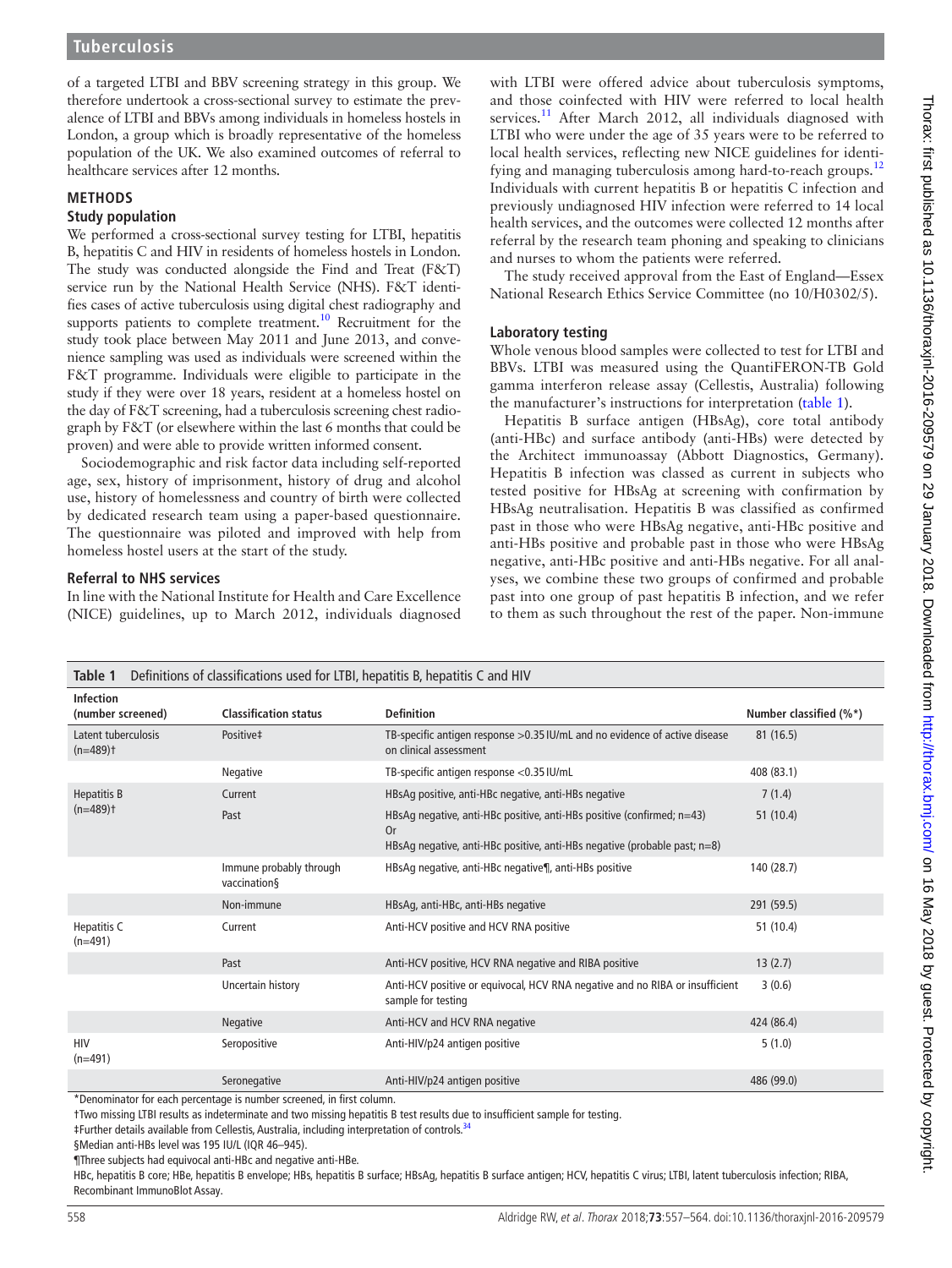of a targeted LTBI and BBV screening strategy in this group. We therefore undertook a cross-sectional survey to estimate the prevalence of LTBI and BBVs among individuals in homeless hostels in London, a group which is broadly representative of the homeless population of the UK. We also examined outcomes of referral to healthcare services after 12 months.

## METHODS

### Study population

We performed a cross-sectional survey testing for LTBI, hepatitis B, hepatitis C and HIV in residents of homeless hostels in London. The study was conducted alongside the Find and Treat (F&T) service run by the National Health Service (NHS). F&T identifies cases of active tuberculosis using digital chest radiography and supports patients to complete treatment.[10] Recruitment for the study took place between May 2011 and June 2013, and convenience sampling was used as individuals were screened within the F&T programme. Individuals were eligible to participate in the study if they were over 18 years, resident at a homeless hostel on the day of F&T screening, had a tuberculosis screening chest radiograph by F&T (or elsewhere within the last 6 months that could be proven) and were able to provide written informed consent.

Sociodemographic and risk factor data including self-reported age, sex, history of imprisonment, history of drug and alcohol use, history of homelessness and country of birth were collected by dedicated research team using a paper-based questionnaire. The questionnaire was piloted and improved with help from homeless hostel users at the start of the study.

### Referral to NHS services

In line with the National Institute for Health and Care Excellence (NICE) guidelines, up to March 2012, individuals diagnosed with LTBI were offered advice about tuberculosis symptoms, and those coinfected with HIV were referred to local health services.[11] After March 2012, all individuals diagnosed with LTBI who were under the age of 35 years were to be referred to local health services, reflecting new NICE guidelines for identifying and managing tuberculosis among hard-to-reach groups.[12] Individuals with current hepatitis B or hepatitis C infection and previously undiagnosed HIV infection were referred to 14 local health services, and the outcomes were collected 12 months after referral by the research team phoning and speaking to clinicians and nurses to whom the patients were referred.

The study received approval from the East of England—Essex National Research Ethics Service Committee (no 10/H0302/5).

### Laboratory testing

Whole venous blood samples were collected to test for LTBI and BBVs. LTBI was measured using the QuantiFERON-TB Gold gamma interferon release assay (Cellestis, Australia) following the manufacturer's instructions for interpretation (table 1).

Hepatitis B surface antigen (HBsAg), core total antibody (anti-HBc) and surface antibody (anti-HBs) were detected by the Architect immunoassay (Abbott Diagnostics, Germany). Hepatitis B infection was classed as current in subjects who tested positive for HBsAg at screening with confirmation by HBsAg neutralisation. Hepatitis B was classified as confirmed past in those who were HBsAg negative, anti-HBc positive and anti-HBs positive and probable past in those who were HBsAg negative, anti-HBc positive and anti-HBs negative. For all analyses, we combine these two groups of confirmed and probable past into one group of past hepatitis B infection, and we refer to them as such throughout the rest of the paper. Non-immune

**Table 1** Definitions of classifications used for LTBI, hepatitis B, hepatitis C and HIV

| Infection (number screened) | Classification status | Definition | Number classified (%*) |
|---|---|---|---|
| Latent tuberculosis (n=489)† | Positive‡ | TB-specific antigen response >0.35 IU/mL and no evidence of active disease on clinical assessment | 81 (16.5) |
| | Negative | TB-specific antigen response <0.35 IU/mL | 408 (83.1) |
| Hepatitis B (n=489)† | Current | HBsAg positive, anti-HBc negative, anti-HBs negative | 7 (1.4) |
| | Past | HBsAg negative, anti-HBc positive, anti-HBs positive (confirmed; n=43) Or HBsAg negative, anti-HBc positive, anti-HBs negative (probable past; n=8) | 51 (10.4) |
| | Immune probably through vaccination§ | HBsAg negative, anti-HBc negative¶, anti-HBs positive | 140 (28.7) |
| | Non-immune | HBsAg, anti-HBc, anti-HBs negative | 291 (59.5) |
| Hepatitis C (n=491) | Current | Anti-HCV positive and HCV RNA positive | 51 (10.4) |
| | Past | Anti-HCV positive, HCV RNA negative and RIBA positive | 13 (2.7) |
| | Uncertain history | Anti-HCV positive or equivocal, HCV RNA negative and no RIBA or insufficient sample for testing | 3 (0.6) |
| | Negative | Anti-HCV and HCV RNA negative | 424 (86.4) |
| HIV (n=491) | Seropositive | Anti-HIV/p24 antigen positive | 5 (1.0) |
| | Seronegative | Anti-HIV/p24 antigen positive | 486 (99.0) |

*Denominator for each percentage is number screened, in first column.

†Two missing LTBI results as indeterminate and two missing hepatitis B test results due to insufficient sample for testing.

‡Further details available from Cellestis, Australia, including interpretation of controls.[34]

§Median anti-HBs level was 195 IU/L (IQR 46–945).

¶Three subjects had equivocal anti-HBc and negative anti-HBe.

HBc, hepatitis B core; HBe, hepatitis B envelope; HBs, hepatitis B surface; HBsAg, hepatitis B surface antigen; HCV, hepatitis C virus; LTBI, latent tuberculosis infection; RIBA, Recombinant ImmunoBlot Assay.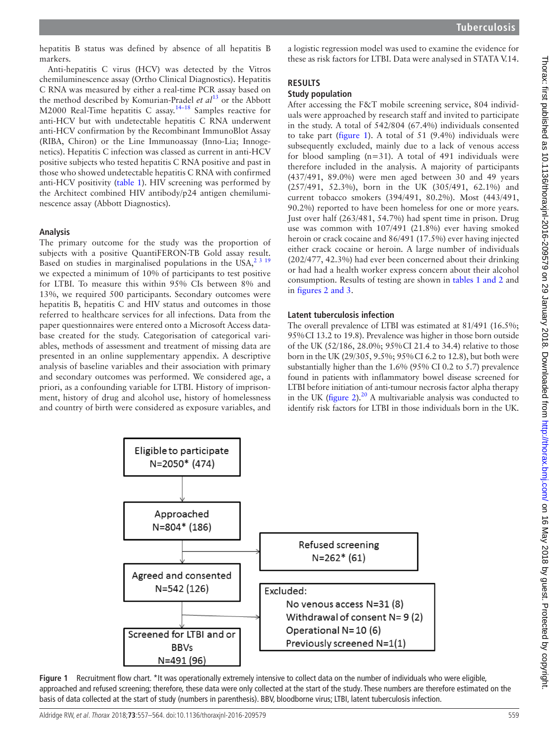hepatitis B status was defined by absence of all hepatitis B markers.

Anti-hepatitis C virus (HCV) was detected by the Vitros chemiluminescence assay (Ortho Clinical Diagnostics). Hepatitis C RNA was measured by either a real-time PCR assay based on the method described by Komurian-Pradel *et al*[13] or the Abbott M2000 Real-Time hepatitis C assay.[14–18] Samples reactive for anti-HCV but with undetectable hepatitis C RNA underwent anti-HCV confirmation by the Recombinant ImmunoBlot Assay (RIBA, Chiron) or the Line Immunoassay (Inno-Lia; Innogenetics). Hepatitis C infection was classed as current in anti-HCV positive subjects who tested hepatitis C RNA positive and past in those who showed undetectable hepatitis C RNA with confirmed anti-HCV positivity (table 1). HIV screening was performed by the Architect combined HIV antibody/p24 antigen chemiluminescence assay (Abbott Diagnostics).

### Analysis

The primary outcome for the study was the proportion of subjects with a positive QuantiFERON-TB Gold assay result. Based on studies in marginalised populations in the USA,[2 3 19] we expected a minimum of 10% of participants to test positive for LTBI. To measure this within 95% CIs between 8% and 13%, we required 500 participants. Secondary outcomes were hepatitis B, hepatitis C and HIV status and outcomes in those referred to healthcare services for all infections. Data from the paper questionnaires were entered onto a Microsoft Access database created for the study. Categorisation of categorical variables, methods of assessment and treatment of missing data are presented in an online supplementary appendix. A descriptive analysis of baseline variables and their association with primary and secondary outcomes was performed. We considered age, a priori, as a confounding variable for LTBI. History of imprisonment, history of drug and alcohol use, history of homelessness and country of birth were considered as exposure variables, and a logistic regression model was used to examine the evidence for these as risk factors for LTBI. Data were analysed in STATA V.14.

## RESULTS

### Study population

After accessing the F&T mobile screening service, 804 individuals were approached by research staff and invited to participate in the study. A total of 542/804 (67.4%) individuals consented to take part (figure 1). A total of 51 (9.4%) individuals were subsequently excluded, mainly due to a lack of venous access for blood sampling (n=31). A total of 491 individuals were therefore included in the analysis. A majority of participants (437/491, 89.0%) were men aged between 30 and 49 years (257/491, 52.3%), born in the UK (305/491, 62.1%) and current tobacco smokers (394/491, 80.2%). Most (443/491, 90.2%) reported to have been homeless for one or more years. Just over half (263/481, 54.7%) had spent time in prison. Drug use was common with 107/491 (21.8%) ever having smoked heroin or crack cocaine and 86/491 (17.5%) ever having injected either crack cocaine or heroin. A large number of individuals (202/477, 42.3%) had ever been concerned about their drinking or had had a health worker express concern about their alcohol consumption. Results of testing are shown in tables 1 and 2 and in figures 2 and 3.

### Latent tuberculosis infection

The overall prevalence of LTBI was estimated at 81/491 (16.5%; 95% CI 13.2 to 19.8). Prevalence was higher in those born outside of the UK (52/186, 28.0%; 95% CI 21.4 to 34.4) relative to those born in the UK (29/305, 9.5%; 95% CI 6.2 to 12.8), but both were substantially higher than the 1.6% (95% CI 0.2 to 5.7) prevalence found in patients with inflammatory bowel disease screened for LTBI before initiation of anti-tumour necrosis factor alpha therapy in the UK (figure 2).[20] A multivariable analysis was conducted to identify risk factors for LTBI in those individuals born in the UK.

Eligible to participate N=2050* (474)

Approached N=804* (186)

Refused screening N=262* (61)

Agreed and consented N=542 (126)

Excluded:
- No venous access N=31 (8)
- Withdrawal of consent N= 9 (2)
- Operational N= 10 (6)
- Previously screened N=1(1)

Screened for LTBI and or BBVs N=491 (96)

**Figure 1** Recruitment flow chart. *It was operationally extremely intensive to collect data on the number of individuals who were eligible, approached and refused screening; therefore, these data were only collected at the start of the study. These numbers are therefore estimated on the basis of data collected at the start of study (numbers in parenthesis). BBV, bloodborne virus; LTBI, latent tuberculosis infection.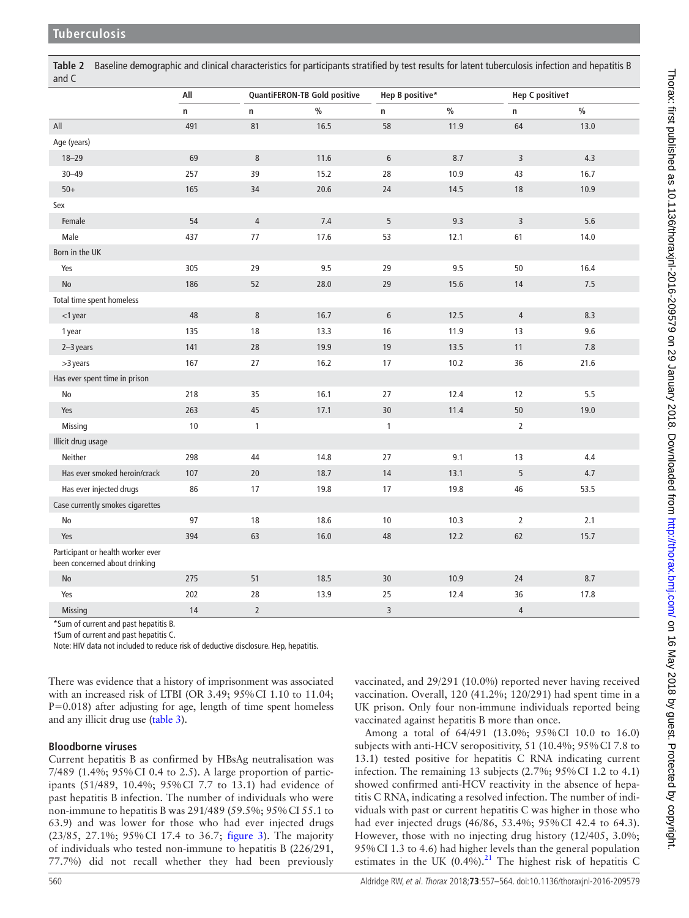**Table 2** Baseline demographic and clinical characteristics for participants stratified by test results for latent tuberculosis infection and hepatitis B and C

| | All | QuantiFERON-TB Gold positive | | Hep B positive* | | Hep C positive† | |
|---|---|---|---|---|---|---|---|
| | n | n | % | n | % | n | % |
| All | 491 | 81 | 16.5 | 58 | 11.9 | 64 | 13.0 |
| Age (years) | | | | | | | |
| 18–29 | 69 | 8 | 11.6 | 6 | 8.7 | 3 | 4.3 |
| 30–49 | 257 | 39 | 15.2 | 28 | 10.9 | 43 | 16.7 |
| 50+ | 165 | 34 | 20.6 | 24 | 14.5 | 18 | 10.9 |
| Sex | | | | | | | |
| Female | 54 | 4 | 7.4 | 5 | 9.3 | 3 | 5.6 |
| Male | 437 | 77 | 17.6 | 53 | 12.1 | 61 | 14.0 |
| Born in the UK | | | | | | | |
| Yes | 305 | 29 | 9.5 | 29 | 9.5 | 50 | 16.4 |
| No | 186 | 52 | 28.0 | 29 | 15.6 | 14 | 7.5 |
| Total time spent homeless | | | | | | | |
| <1 year | 48 | 8 | 16.7 | 6 | 12.5 | 4 | 8.3 |
| 1 year | 135 | 18 | 13.3 | 16 | 11.9 | 13 | 9.6 |
| 2–3 years | 141 | 28 | 19.9 | 19 | 13.5 | 11 | 7.8 |
| >3 years | 167 | 27 | 16.2 | 17 | 10.2 | 36 | 21.6 |
| Has ever spent time in prison | | | | | | | |
| No | 218 | 35 | 16.1 | 27 | 12.4 | 12 | 5.5 |
| Yes | 263 | 45 | 17.1 | 30 | 11.4 | 50 | 19.0 |
| Missing | 10 | 1 | | 1 | | 2 | |
| Illicit drug usage | | | | | | | |
| Neither | 298 | 44 | 14.8 | 27 | 9.1 | 13 | 4.4 |
| Has ever smoked heroin/crack | 107 | 20 | 18.7 | 14 | 13.1 | 5 | 4.7 |
| Has ever injected drugs | 86 | 17 | 19.8 | 17 | 19.8 | 46 | 53.5 |
| Case currently smokes cigarettes | | | | | | | |
| No | 97 | 18 | 18.6 | 10 | 10.3 | 2 | 2.1 |
| Yes | 394 | 63 | 16.0 | 48 | 12.2 | 62 | 15.7 |
| Participant or health worker ever been concerned about drinking | | | | | | | |
| No | 275 | 51 | 18.5 | 30 | 10.9 | 24 | 8.7 |
| Yes | 202 | 28 | 13.9 | 25 | 12.4 | 36 | 17.8 |
| Missing | 14 | 2 | | 3 | | 4 | |

*Sum of current and past hepatitis B.

†Sum of current and past hepatitis C.

Note: HIV data not included to reduce risk of deductive disclosure. Hep, hepatitis.

There was evidence that a history of imprisonment was associated with an increased risk of LTBI (OR 3.49; 95% CI 1.10 to 11.04; P=0.018) after adjusting for age, length of time spent homeless and any illicit drug use (table 3).

## Bloodborne viruses

Current hepatitis B as confirmed by HBsAg neutralisation was 7/489 (1.4%; 95% CI 0.4 to 2.5). A large proportion of participants (51/489, 10.4%; 95% CI 7.7 to 13.1) had evidence of past hepatitis B infection. The number of individuals who were non-immune to hepatitis B was 291/489 (59.5%; 95% CI 55.1 to 63.9) and was lower for those who had ever injected drugs (23/85, 27.1%; 95% CI 17.4 to 36.7; figure 3). The majority of individuals who tested non-immune to hepatitis B (226/291, 77.7%) did not recall whether they had been previously vaccinated, and 29/291 (10.0%) reported never having received vaccination. Overall, 120 (41.2%; 120/291) had spent time in a UK prison. Only four non-immune individuals reported being vaccinated against hepatitis B more than once.

Among a total of 64/491 (13.0%; 95% CI 10.0 to 16.0) subjects with anti-HCV seropositivity, 51 (10.4%; 95% CI 7.8 to 13.1) tested positive for hepatitis C RNA indicating current infection. The remaining 13 subjects (2.7%; 95% CI 1.2 to 4.1) showed confirmed anti-HCV reactivity in the absence of hepatitis C RNA, indicating a resolved infection. The number of individuals with past or current hepatitis C was higher in those who had ever injected drugs (46/86, 53.4%; 95% CI 42.4 to 64.3). However, those with no injecting drug history (12/405, 3.0%; 95% CI 1.3 to 4.6) had higher levels than the general population estimates in the UK (0.4%).[21] The highest risk of hepatitis C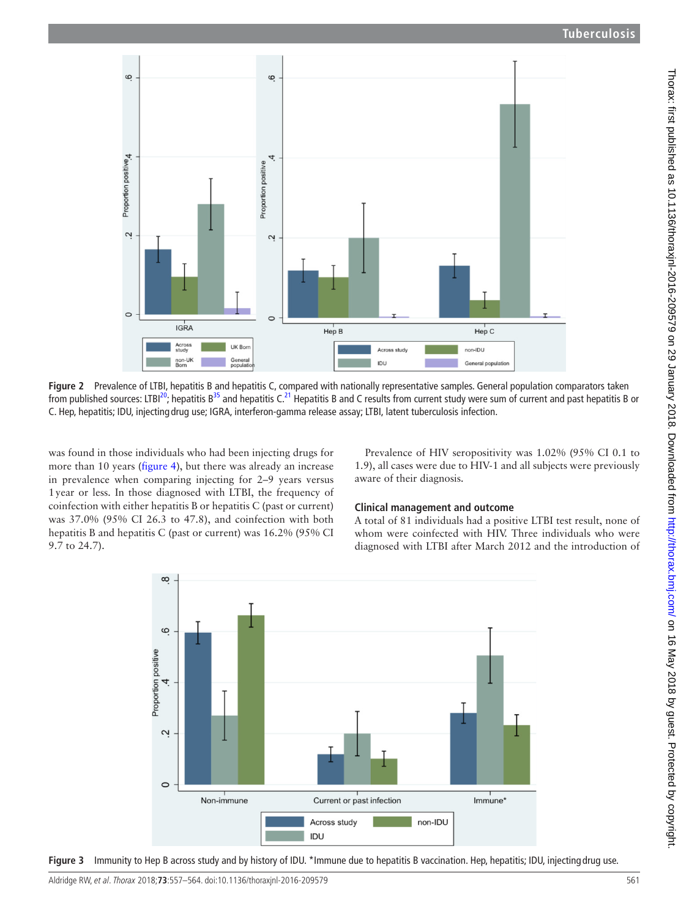Figure 2 Prevalence of LTBI, hepatitis B and hepatitis C, compared with nationally representative samples. General population comparators taken from published sources: LTBI[20]; hepatitis B[35] and hepatitis C.[21] Hepatitis B and C results from current study were sum of current and past hepatitis B or C. Hep, hepatitis; IDU, injecting drug use; IGRA, interferon-gamma release assay; LTBI, latent tuberculosis infection.

was found in those individuals who had been injecting drugs for more than 10 years (figure 4), but there was already an increase in prevalence when comparing injecting for 2–9 years versus 1 year or less. In those diagnosed with LTBI, the frequency of coinfection with either hepatitis B or hepatitis C (past or current) was 37.0% (95% CI 26.3 to 47.8), and coinfection with both hepatitis B and hepatitis C (past or current) was 16.2% (95% CI 9.7 to 24.7).

Prevalence of HIV seropositivity was 1.02% (95% CI 0.1 to 1.9), all cases were due to HIV-1 and all subjects were previously aware of their diagnosis.

### Clinical management and outcome

A total of 81 individuals had a positive LTBI test result, none of whom were coinfected with HIV. Three individuals who were diagnosed with LTBI after March 2012 and the introduction of

Figure 3 Immunity to Hep B across study and by history of IDU. *Immune due to hepatitis B vaccination. Hep, hepatitis; IDU, injecting drug use.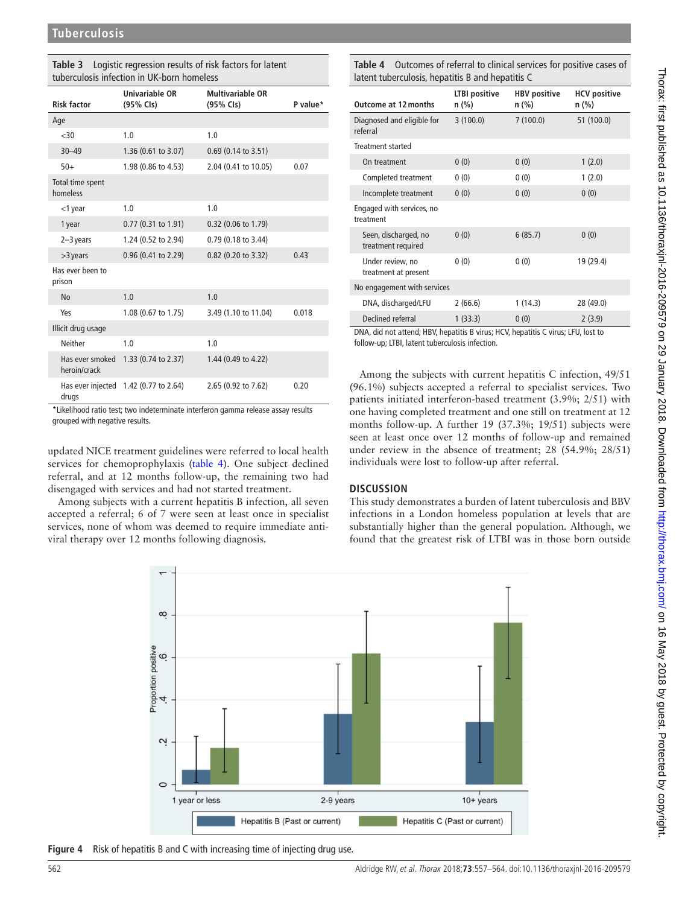**Table 3** Logistic regression results of risk factors for latent tuberculosis infection in UK-born homeless

| Risk factor | Univariable OR (95% CIs) | Multivariable OR (95% CIs) | P value* |
|---|---|---|---|
| Age | | | |
| <30 | 1.0 | 1.0 | |
| 30–49 | 1.36 (0.61 to 3.07) | 0.69 (0.14 to 3.51) | |
| 50+ | 1.98 (0.86 to 4.53) | 2.04 (0.41 to 10.05) | 0.07 |
| Total time spent homeless | | | |
| <1 year | 1.0 | 1.0 | |
| 1 year | 0.77 (0.31 to 1.91) | 0.32 (0.06 to 1.79) | |
| 2–3 years | 1.24 (0.52 to 2.94) | 0.79 (0.18 to 3.44) | |
| >3 years | 0.96 (0.41 to 2.29) | 0.82 (0.20 to 3.32) | 0.43 |
| Has ever been to prison | | | |
| No | 1.0 | 1.0 | |
| Yes | 1.08 (0.67 to 1.75) | 3.49 (1.10 to 11.04) | 0.018 |
| Illicit drug usage | | | |
| Neither | 1.0 | 1.0 | |
| Has ever smoked heroin/crack | 1.33 (0.74 to 2.37) | 1.44 (0.49 to 4.22) | |
| Has ever injected drugs | 1.42 (0.77 to 2.64) | 2.65 (0.92 to 7.62) | 0.20 |

*Likelihood ratio test; two indeterminate interferon gamma release assay results grouped with negative results.

updated NICE treatment guidelines were referred to local health services for chemoprophylaxis (table 4). One subject declined referral, and at 12 months follow-up, the remaining two had disengaged with services and had not started treatment.

Among subjects with a current hepatitis B infection, all seven accepted a referral; 6 of 7 were seen at least once in specialist services, none of whom was deemed to require immediate antiviral therapy over 12 months following diagnosis.

**Table 4** Outcomes of referral to clinical services for positive cases of latent tuberculosis, hepatitis B and hepatitis C

| Outcome at 12 months | LTBI positive n (%) | HBV positive n (%) | HCV positive n (%) |
|---|---|---|---|
| Diagnosed and eligible for referral | 3 (100.0) | 7 (100.0) | 51 (100.0) |
| Treatment started | | | |
| On treatment | 0 (0) | 0 (0) | 1 (2.0) |
| Completed treatment | 0 (0) | 0 (0) | 1 (2.0) |
| Incomplete treatment | 0 (0) | 0 (0) | 0 (0) |
| Engaged with services, no treatment | | | |
| Seen, discharged, no treatment required | 0 (0) | 6 (85.7) | 0 (0) |
| Under review, no treatment at present | 0 (0) | 0 (0) | 19 (29.4) |
| No engagement with services | | | |
| DNA, discharged/LFU | 2 (66.6) | 1 (14.3) | 28 (49.0) |
| Declined referral | 1 (33.3) | 0 (0) | 2 (3.9) |

DNA, did not attend; HBV, hepatitis B virus; HCV, hepatitis C virus; LFU, lost to follow-up; LTBI, latent tuberculosis infection.

Among the subjects with current hepatitis C infection, 49/51 (96.1%) subjects accepted a referral to specialist services. Two patients initiated interferon-based treatment (3.9%; 2/51) with one having completed treatment and one still on treatment at 12 months follow-up. A further 19 (37.3%; 19/51) subjects were seen at least once over 12 months of follow-up and remained under review in the absence of treatment; 28 (54.9%; 28/51) individuals were lost to follow-up after referral.

## DISCUSSION

This study demonstrates a burden of latent tuberculosis and BBV infections in a London homeless population at levels that are substantially higher than the general population. Although, we found that the greatest risk of LTBI was in those born outside

**Figure 4** Risk of hepatitis B and C with increasing time of injecting drug use.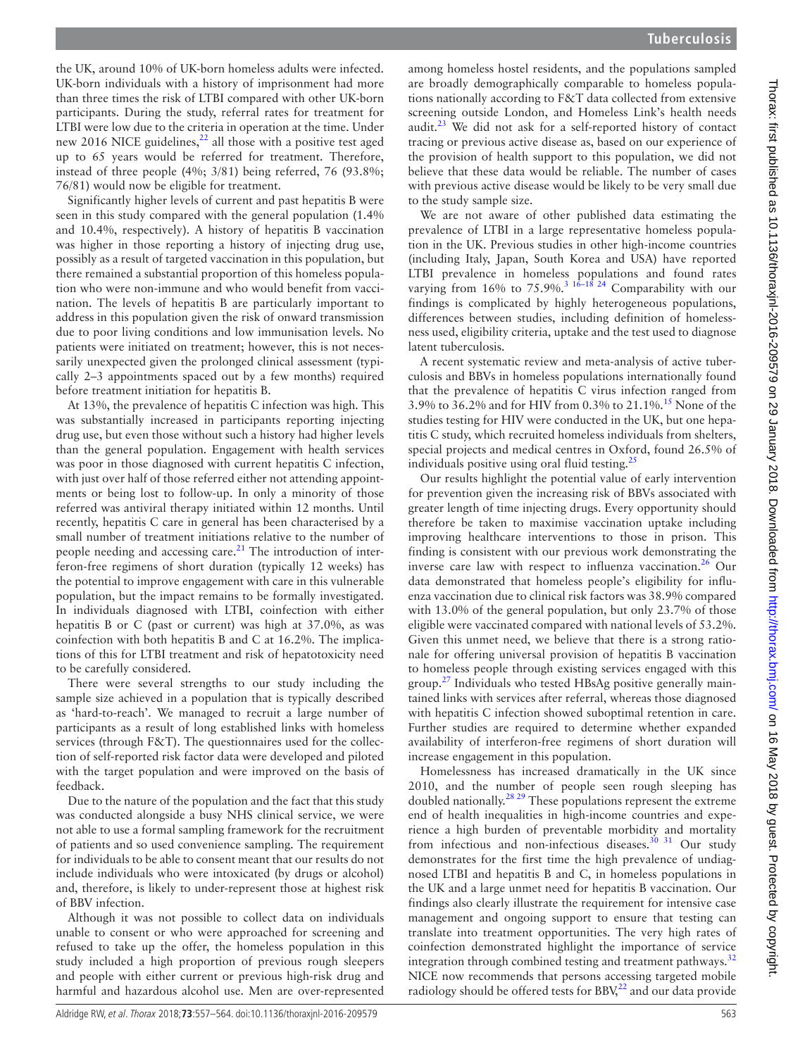the UK, around 10% of UK-born homeless adults were infected. UK-born individuals with a history of imprisonment had more than three times the risk of LTBI compared with other UK-born participants. During the study, referral rates for treatment for LTBI were low due to the criteria in operation at the time. Under new 2016 NICE guidelines,[22] all those with a positive test aged up to 65 years would be referred for treatment. Therefore, instead of three people (4%; 3/81) being referred, 76 (93.8%; 76/81) would now be eligible for treatment.

Significantly higher levels of current and past hepatitis B were seen in this study compared with the general population (1.4% and 10.4%, respectively). A history of hepatitis B vaccination was higher in those reporting a history of injecting drug use, possibly as a result of targeted vaccination in this population, but there remained a substantial proportion of this homeless population who were non-immune and who would benefit from vaccination. The levels of hepatitis B are particularly important to address in this population given the risk of onward transmission due to poor living conditions and low immunisation levels. No patients were initiated on treatment; however, this is not necessarily unexpected given the prolonged clinical assessment (typically 2–3 appointments spaced out by a few months) required before treatment initiation for hepatitis B.

At 13%, the prevalence of hepatitis C infection was high. This was substantially increased in participants reporting injecting drug use, but even those without such a history had higher levels than the general population. Engagement with health services was poor in those diagnosed with current hepatitis C infection, with just over half of those referred either not attending appointments or being lost to follow-up. In only a minority of those referred was antiviral therapy initiated within 12 months. Until recently, hepatitis C care in general has been characterised by a small number of treatment initiations relative to the number of people needing and accessing care.[21] The introduction of interferon-free regimens of short duration (typically 12 weeks) has the potential to improve engagement with care in this vulnerable population, but the impact remains to be formally investigated. In individuals diagnosed with LTBI, coinfection with either hepatitis B or C (past or current) was high at 37.0%, as was coinfection with both hepatitis B and C at 16.2%. The implications of this for LTBI treatment and risk of hepatotoxicity need to be carefully considered.

There were several strengths to our study including the sample size achieved in a population that is typically described as 'hard-to-reach'. We managed to recruit a large number of participants as a result of long established links with homeless services (through F&T). The questionnaires used for the collection of self-reported risk factor data were developed and piloted with the target population and were improved on the basis of feedback.

Due to the nature of the population and the fact that this study was conducted alongside a busy NHS clinical service, we were not able to use a formal sampling framework for the recruitment of patients and so used convenience sampling. The requirement for individuals to be able to consent meant that our results do not include individuals who were intoxicated (by drugs or alcohol) and, therefore, is likely to under-represent those at highest risk of BBV infection.

Although it was not possible to collect data on individuals unable to consent or who were approached for screening and refused to take up the offer, the homeless population in this study included a high proportion of previous rough sleepers and people with either current or previous high-risk drug and harmful and hazardous alcohol use. Men are over-represented among homeless hostel residents, and the populations sampled are broadly demographically comparable to homeless populations nationally according to F&T data collected from extensive screening outside London, and Homeless Link's health needs audit.[23] We did not ask for a self-reported history of contact tracing or previous active disease as, based on our experience of the provision of health support to this population, we did not believe that these data would be reliable. The number of cases with previous active disease would be likely to be very small due to the study sample size.

We are not aware of other published data estimating the prevalence of LTBI in a large representative homeless population in the UK. Previous studies in other high-income countries (including Italy, Japan, South Korea and USA) have reported LTBI prevalence in homeless populations and found rates varying from 16% to 75.9%.[3,16–18,24] Comparability with our findings is complicated by highly heterogeneous populations, differences between studies, including definition of homelessness used, eligibility criteria, uptake and the test used to diagnose latent tuberculosis.

A recent systematic review and meta-analysis of active tuberculosis and BBVs in homeless populations internationally found that the prevalence of hepatitis C virus infection ranged from 3.9% to 36.2% and for HIV from 0.3% to 21.1%.[15] None of the studies testing for HIV were conducted in the UK, but one hepatitis C study, which recruited homeless individuals from shelters, special projects and medical centres in Oxford, found 26.5% of individuals positive using oral fluid testing.[25]

Our results highlight the potential value of early intervention for prevention given the increasing risk of BBVs associated with greater length of time injecting drugs. Every opportunity should therefore be taken to maximise vaccination uptake including improving healthcare interventions to those in prison. This finding is consistent with our previous work demonstrating the inverse care law with respect to influenza vaccination.[26] Our data demonstrated that homeless people's eligibility for influenza vaccination due to clinical risk factors was 38.9% compared with 13.0% of the general population, but only 23.7% of those eligible were vaccinated compared with national levels of 53.2%. Given this unmet need, we believe that there is a strong rationale for offering universal provision of hepatitis B vaccination to homeless people through existing services engaged with this group.[27] Individuals who tested HBsAg positive generally maintained links with services after referral, whereas those diagnosed with hepatitis C infection showed suboptimal retention in care. Further studies are required to determine whether expanded availability of interferon-free regimens of short duration will increase engagement in this population.

Homelessness has increased dramatically in the UK since 2010, and the number of people seen rough sleeping has doubled nationally.[28,29] These populations represent the extreme end of health inequalities in high-income countries and experience a high burden of preventable morbidity and mortality from infectious and non-infectious diseases.[30,31] Our study demonstrates for the first time the high prevalence of undiagnosed LTBI and hepatitis B and C, in homeless populations in the UK and a large unmet need for hepatitis B vaccination. Our findings also clearly illustrate the requirement for intensive case management and ongoing support to ensure that testing can translate into treatment opportunities. The very high rates of coinfection demonstrated highlight the importance of service integration through combined testing and treatment pathways.[32] NICE now recommends that persons accessing targeted mobile radiology should be offered tests for BBV,[22] and our data provide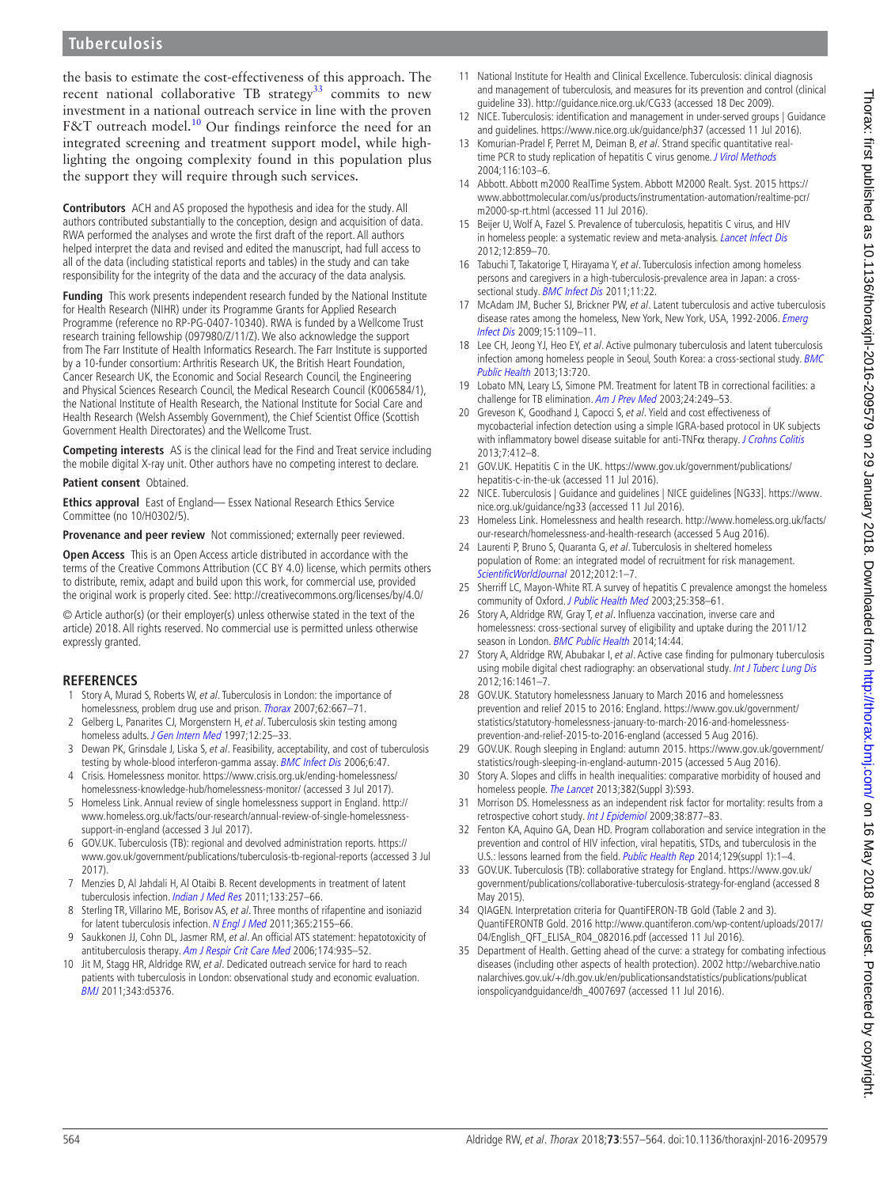the basis to estimate the cost-effectiveness of this approach. The recent national collaborative TB strategy[33] commits to new investment in a national outreach service in line with the proven F&T outreach model.[10] Our findings reinforce the need for an integrated screening and treatment support model, while highlighting the ongoing complexity found in this population plus the support they will require through such services.

**Contributors** ACH and AS proposed the hypothesis and idea for the study. All authors contributed substantially to the conception, design and acquisition of data. RWA performed the analyses and wrote the first draft of the report. All authors helped interpret the data and revised and edited the manuscript, had full access to all of the data (including statistical reports and tables) in the study and can take responsibility for the integrity of the data and the accuracy of the data analysis.

**Funding** This work presents independent research funded by the National Institute for Health Research (NIHR) under its Programme Grants for Applied Research Programme (reference no RP-PG-0407-10340). RWA is funded by a Wellcome Trust research training fellowship (097980/Z/11/Z). We also acknowledge the support from The Farr Institute of Health Informatics Research. The Farr Institute is supported by a 10-funder consortium: Arthritis Research UK, the British Heart Foundation, Cancer Research UK, the Economic and Social Research Council, the Engineering and Physical Sciences Research Council, the Medical Research Council (K006584/1), the National Institute of Health Research, the National Institute for Social Care and Health Research (Welsh Assembly Government), the Chief Scientist Office (Scottish Government Health Directorates) and the Wellcome Trust.

**Competing interests** AS is the clinical lead for the Find and Treat service including the mobile digital X-ray unit. Other authors have no competing interest to declare.

**Patient consent** Obtained.

**Ethics approval** East of England— Essex National Research Ethics Service Committee (no 10/H0302/5).

**Provenance and peer review** Not commissioned; externally peer reviewed.

**Open Access** This is an Open Access article distributed in accordance with the terms of the Creative Commons Attribution (CC BY 4.0) license, which permits others to distribute, remix, adapt and build upon this work, for commercial use, provided the original work is properly cited. See: http://creativecommons.org/licenses/by/4.0/

© Article author(s) (or their employer(s) unless otherwise stated in the text of the article) 2018. All rights reserved. No commercial use is permitted unless otherwise expressly granted.

## REFERENCES

1. Story A, Murad S, Roberts W, *et al*. Tuberculosis in London: the importance of homelessness, problem drug use and prison. *Thorax* 2007;62:667–71.
2. Gelberg L, Panarites CJ, Morgenstern H, *et al*. Tuberculosis skin testing among homeless adults. *J Gen Intern Med* 1997;12:25–33.
3. Dewan PK, Grinsdale J, Liska S, *et al*. Feasibility, acceptability, and cost of tuberculosis testing by whole-blood interferon-gamma assay. *BMC Infect Dis* 2006;6:47.
4. Crisis. Homelessness monitor. https://www.crisis.org.uk/ending-homelessness/homelessness-knowledge-hub/homelessness-monitor/ (accessed 3 Jul 2017).
5. Homeless Link. Annual review of single homelessness support in England. http://www.homeless.org.uk/facts/our-research/annual-review-of-single-homelessness-support-in-england (accessed 3 Jul 2017).
6. GOV.UK. Tuberculosis (TB): regional and devolved administration reports. https://www.gov.uk/government/publications/tuberculosis-tb-regional-reports (accessed 3 Jul 2017).
7. Menzies D, Al Jahdali H, Al Otaibi B. Recent developments in treatment of latent tuberculosis infection. *Indian J Med Res* 2011;133:257–66.
8. Sterling TR, Villarino ME, Borisov AS, *et al*. Three months of rifapentine and isoniazid for latent tuberculosis infection. *N Engl J Med* 2011;365:2155–66.
9. Saukkonen JJ, Cohn DL, Jasmer RM, *et al*. An official ATS statement: hepatotoxicity of antituberculosis therapy. *Am J Respir Crit Care Med* 2006;174:935–52.
10. Jit M, Stagg HR, Aldridge RW, *et al*. Dedicated outreach service for hard to reach patients with tuberculosis in London: observational study and economic evaluation. *BMJ* 2011;343:d5376.
11. National Institute for Health and Clinical Excellence. Tuberculosis: clinical diagnosis and management of tuberculosis, and measures for its prevention and control (clinical guideline 33). http://guidance.nice.org.uk/CG33 (accessed 18 Dec 2009).
12. NICE. Tuberculosis: identification and management in under-served groups | Guidance and guidelines. https://www.nice.org.uk/guidance/ph37 (accessed 11 Jul 2016).
13. Komurian-Pradel F, Perret M, Deiman B, *et al*. Strand specific quantitative real-time PCR to study replication of hepatitis C virus genome. *J Virol Methods* 2004;116:103–6.
14. Abbott. Abbott m2000 RealTime System. Abbott M2000 Realt. Syst. 2015 https://www.abbottmolecular.com/us/products/instrumentation-automation/realtime-pcr/m2000-sp-rt.html (accessed 11 Jul 2016).
15. Beijer U, Wolf A, Fazel S. Prevalence of tuberculosis, hepatitis C virus, and HIV in homeless people: a systematic review and meta-analysis. *Lancet Infect Dis* 2012;12:859–70.
16. Tabuchi T, Takatorige T, Hirayama Y, *et al*. Tuberculosis infection among homeless persons and caregivers in a high-tuberculosis-prevalence area in Japan: a cross-sectional study. *BMC Infect Dis* 2011;11:22.
17. McAdam JM, Bucher SJ, Brickner PW, *et al*. Latent tuberculosis and active tuberculosis disease rates among the homeless, New York, New York, USA, 1992-2006. *Emerg Infect Dis* 2009;15:1109–11.
18. Lee CH, Jeong YJ, Heo EY, *et al*. Active pulmonary tuberculosis and latent tuberculosis infection among homeless people in Seoul, South Korea: a cross-sectional study. *BMC Public Health* 2013;13:720.
19. Lobato MN, Leary LS, Simone PM. Treatment for latent TB in correctional facilities: a challenge for TB elimination. *Am J Prev Med* 2003;24:249–53.
20. Greveson K, Goodhand J, Capocci S, *et al*. Yield and cost effectiveness of mycobacterial infection detection using a simple IGRA-based protocol in UK subjects with inflammatory bowel disease suitable for anti-TNFα therapy. *J Crohns Colitis* 2013;7:412–8.
21. GOV.UK. Hepatitis C in the UK. https://www.gov.uk/government/publications/hepatitis-c-in-the-uk (accessed 11 Jul 2016).
22. NICE. Tuberculosis | Guidance and guidelines | NICE guidelines [NG33]. https://www.nice.org.uk/guidance/ng33 (accessed 11 Jul 2016).
23. Homeless Link. Homelessness and health research. http://www.homeless.org.uk/facts/our-research/homelessness-and-health-research (accessed 5 Aug 2016).
24. Laurenti P, Bruno S, Quaranta G, *et al*. Tuberculosis in sheltered homeless population of Rome: an integrated model of recruitment for risk management. *ScientificWorldJournal* 2012;2012:1–7.
25. Sherriff LC, Mayon-White RT. A survey of hepatitis C prevalence amongst the homeless community of Oxford. *J Public Health Med* 2003;25:358–61.
26. Story A, Aldridge RW, Gray T, *et al*. Influenza vaccination, inverse care and homelessness: cross-sectional survey of eligibility and uptake during the 2011/12 season in London. *BMC Public Health* 2014;14:44.
27. Story A, Aldridge RW, Abubakar I, *et al*. Active case finding for pulmonary tuberculosis using mobile digital chest radiography: an observational study. *Int J Tuberc Lung Dis* 2012;16:1461–7.
28. GOV.UK. Statutory homelessness January to March 2016 and homelessness prevention and relief 2015 to 2016: England. https://www.gov.uk/government/statistics/statutory-homelessness-january-to-march-2016-and-homelessness-prevention-and-relief-2015-to-2016-england (accessed 5 Aug 2016).
29. GOV.UK. Rough sleeping in England: autumn 2015. https://www.gov.uk/government/statistics/rough-sleeping-in-england-autumn-2015 (accessed 5 Aug 2016).
30. Story A. Slopes and cliffs in health inequalities: comparative morbidity of housed and homeless people. *The Lancet* 2013;382(Suppl 3):S93.
31. Morrison DS. Homelessness as an independent risk factor for mortality: results from a retrospective cohort study. *Int J Epidemiol* 2009;38:877–83.
32. Fenton KA, Aquino GA, Dean HD. Program collaboration and service integration in the prevention and control of HIV infection, viral hepatitis, STDs, and tuberculosis in the U.S.: lessons learned from the field. *Public Health Rep* 2014;129(suppl 1):1–4.
33. GOV.UK. Tuberculosis (TB): collaborative strategy for England. https://www.gov.uk/government/publications/collaborative-tuberculosis-strategy-for-england (accessed 8 May 2015).
34. QIAGEN. Interpretation criteria for QuantiFERON-TB Gold (Table 2 and 3). QuantiFERONTB Gold. 2016 http://www.quantiferon.com/wp-content/uploads/2017/04/English_QFT_ELISA_R04_082016.pdf (accessed 11 Jul 2016).
35. Department of Health. Getting ahead of the curve: a strategy for combating infectious diseases (including other aspects of health protection). 2002 http://webarchive.nationalarchives.gov.uk/+/dh.gov.uk/en/publicationsandstatistics/publications/publicationspolicyandguidance/dh_4007697 (accessed 11 Jul 2016).